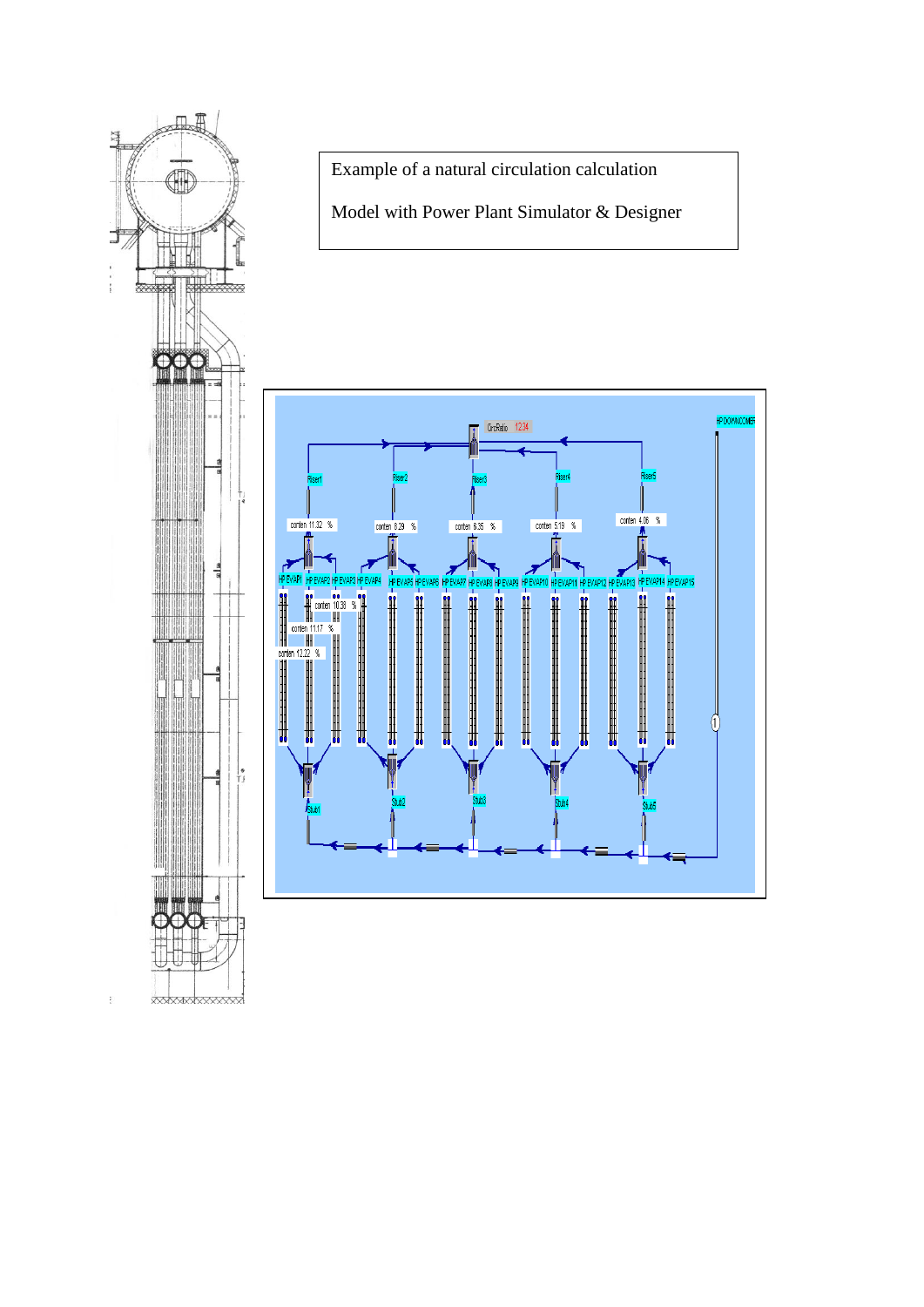Example of a natural circulation calculation

Model with Power Plant Simulator & Designer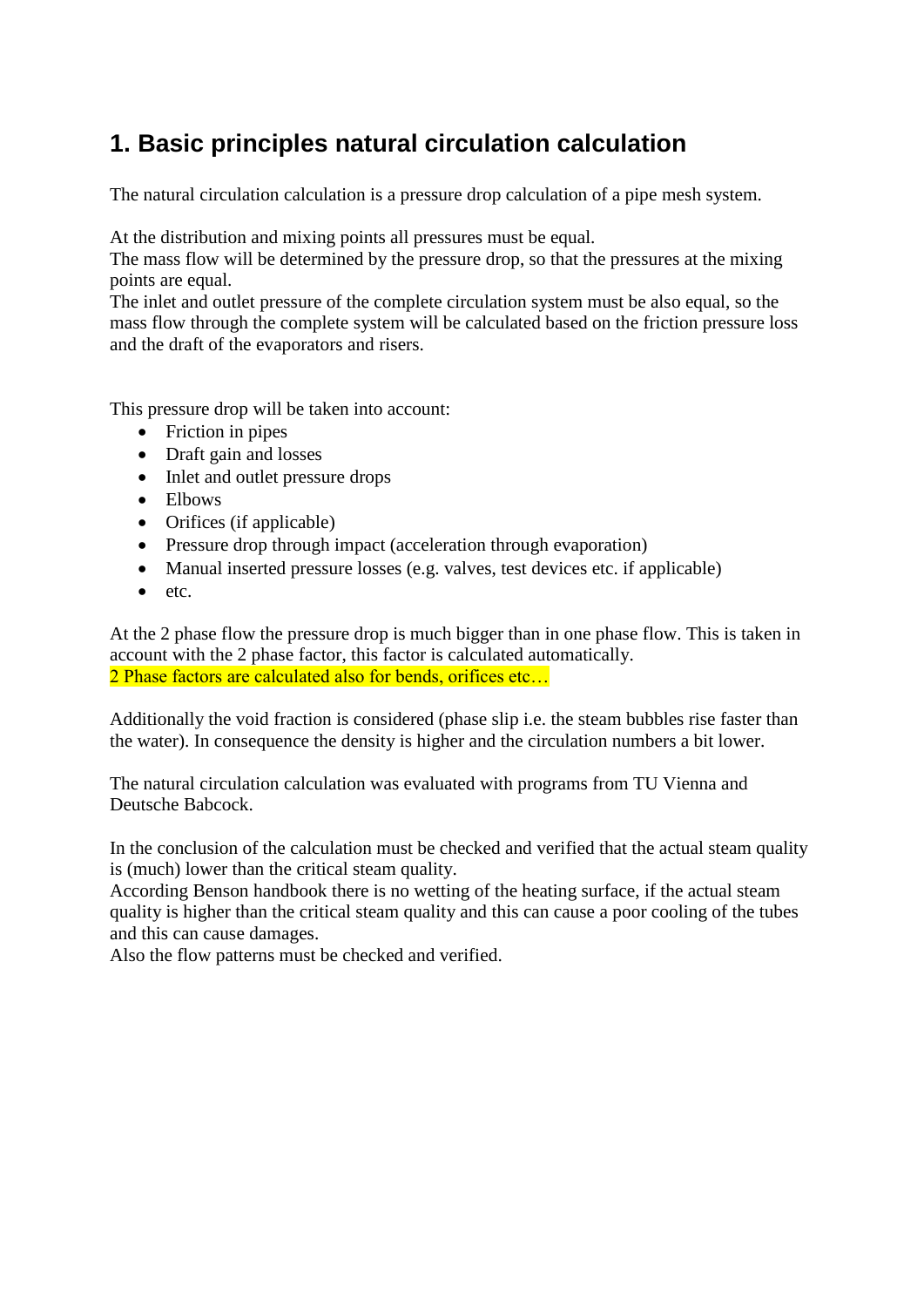# 1. Basic principles natural circulation calculation

The natural circulation calculation is a pressure drop calculation of a pipe mesh system.

At the distribution and mixing points all pressures must be equal.
The mass flow will be determined by the pressure drop, so that the pressures at the mixing points are equal.
The inlet and outlet pressure of the complete circulation system must be also equal, so the mass flow through the complete system will be calculated based on the friction pressure loss and the draft of the evaporators and risers.

This pressure drop will be taken into account:

- Friction in pipes
- Draft gain and losses
- Inlet and outlet pressure drops
- Elbows
- Orifices (if applicable)
- Pressure drop through impact (acceleration through evaporation)
- Manual inserted pressure losses (e.g. valves, test devices etc. if applicable)
- etc.

At the 2 phase flow the pressure drop is much bigger than in one phase flow. This is taken in account with the 2 phase factor, this factor is calculated automatically.
2 Phase factors are calculated also for bends, orifices etc…

Additionally the void fraction is considered (phase slip i.e. the steam bubbles rise faster than the water). In consequence the density is higher and the circulation numbers a bit lower.

The natural circulation calculation was evaluated with programs from TU Vienna and Deutsche Babcock.

In the conclusion of the calculation must be checked and verified that the actual steam quality is (much) lower than the critical steam quality.
According Benson handbook there is no wetting of the heating surface, if the actual steam quality is higher than the critical steam quality and this can cause a poor cooling of the tubes and this can cause damages.
Also the flow patterns must be checked and verified.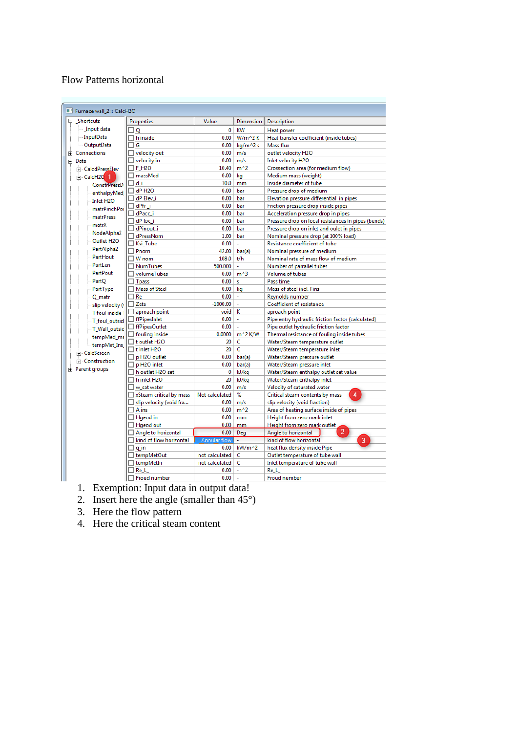# Flow Patterns horizontal

Furnace wall_2 :: CalcH2O

- Shortcuts
  - Input data
  - InputData
  - OutputData
- Connections
- Data
  - CalcdPressElev
  - CalcH2O
    - ConstrPressD
    - enthalpyMed
    - Inlet H2O
    - matrPinchPoi
    - matrPress
    - matrX
    - NodeAlpha2
    - Outlet H2O
    - PartAlpha2
    - PartHout
    - PartLen
    - PartPout
    - PartQ
    - PartType
    - Q_matr
    - slip velocity (
    - T foul inside
    - T_foul_outsid
    - T_Wall_outsic
    - tempMed_m
    - tempMet_Ins
  - CalcScreen
  - Construction
- Parent groups

| Properties | Value | Dimension | Description |
|---|---|---|---|
| Q | 0 | KW | Heat power |
| h inside | 0.00 | W/m^2 K | Heat transfer coefficient (inside tubes) |
| G | 0.00 | kg/m^2 s | Mass flux |
| velocity out | 0.00 | m/s | outlet velocity H2O |
| velocity in | 0.00 | m/s | Inlet velocity H2O |
| F_H2O | 10.40 | m^2 | Crossection area (for medium flow) |
| massMed | 0.00 | kg | Medium mass (weight) |
| d i | 30.0 | mm | Inside diameter of tube |
| dP H2O | 0.00 | bar | Pressure drop of medium |
| dP Elev_i | 0.00 | bar | Elevation pressure differential in pipes |
| dPfr_i | 0.00 | bar | Friction pressure drop inside pipes |
| dPacc_i | 0.00 | bar | Acceleration pressure drop in pipes |
| dP loc_i | 0.00 | bar | Pressure drop on local resistances in pipes (bends) |
| dPinout_i | 0.00 | bar | Pressure drop on inlet and oulet in pipes |
| dPressNom | 1.00 | bar | Nominal pressure drop (at 100% load) |
| Ksi_Tube | 0.00 | - | Resistance coefficient of tube |
| Pnom | 42.00 | bar(a) | Nominal pressure of medium |
| W nom | 108.0 | t/h | Nominal rate of mass flow of medium |
| NumTubes | 500.000 | - | Number of parrallel tubes |
| volumeTubes | 0.00 | m^3 | Volume of tubes |
| Tpass | 0.00 | s | Pass time |
| Mass of Steel | 0.00 | kg | Mass of steel incl. Fins |
| Re | 0.00 | - | Reynolds number |
| Zeta | -1000.00 | - | Coefficient of resistance |
| aproach point | void | K | aproach point |
| ffPipesInlet | 0.00 | - | Pipe entry hydraulic friction factor (calculated) |
| ffPipesOutlet | 0.00 | - | Pipe outlet hydraulic friction factor |
| fouling inside | 0.0000 | m^2 K/W | Thermal resistance of fouling inside tubes |
| t outlet H2O | 20 | C | Water/Steam temperature outlet |
| t inlet H2O | 20 | C | Water/Steam temperature inlet |
| p H2O outlet | 0.00 | bar(a) | Water/Steam pressure outlet |
| p H2O inlet | 0.00 | bar(a) | Water/Steam pressure inlet |
| h outlet H2O set | 0 | kJ/kg | Water/Steam enthalpy outlet set value |
| h inlet H2O | 20 | kJ/kg | Water/Steam enthalpy inlet |
| w_sat water | 0.00 | m/s | Velocity of saturated water |
| xSteam critical by mass | Not calculated | % | Critical steam contents by mass |
| slip velocity (void fra... | 0.00 | m/s | slip velocity (void fraction) |
| A ins | 0.00 | m^2 | Area of heating surface inside of pipes |
| Hgeod in | 0.00 | mm | Height from zero mark inlet |
| Hgeod out | 0.00 | mm | Height from zero mark outlet |
| Angle to horizontal | 0.00 | Deg | Angle to horizontal |
| kind of flow horizontal | Annular flow | - | kind of flow horizontal |
| q_in | 0.00 | kW/m^2 | heat flux density inside Pipe |
| tempMetOut | not calculated | C | Outlet temperature of tube wall |
| tempMetIn | not calculated | C | Inlet temperature of tube wall |
| Re_L_ | 0.00 | - | Re_L_ |
| Froud number | 0.00 | - | Froud number |

1. Exemption: Input data in output data!
2. Insert here the angle (smaller than 45°)
3. Here the flow pattern
4. Here the critical steam content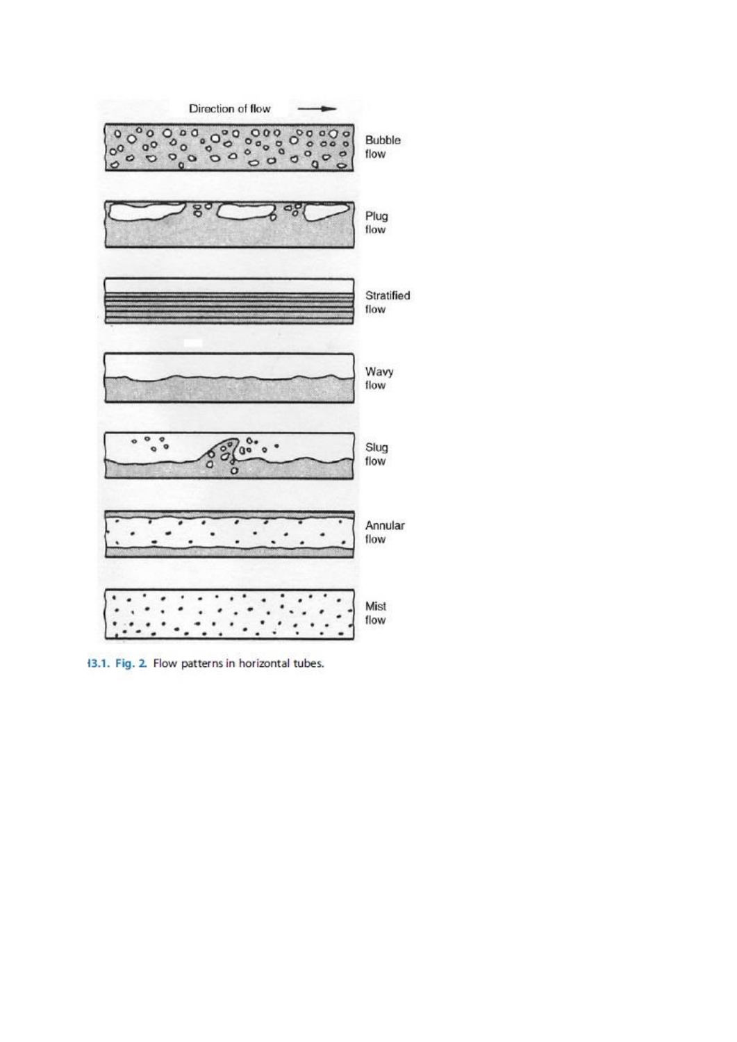Direction of flow

Bubble flow

Plug flow

Stratified flow

Wavy flow

Slug flow

Annular flow

Mist flow

13.1. Fig. 2. Flow patterns in horizontal tubes.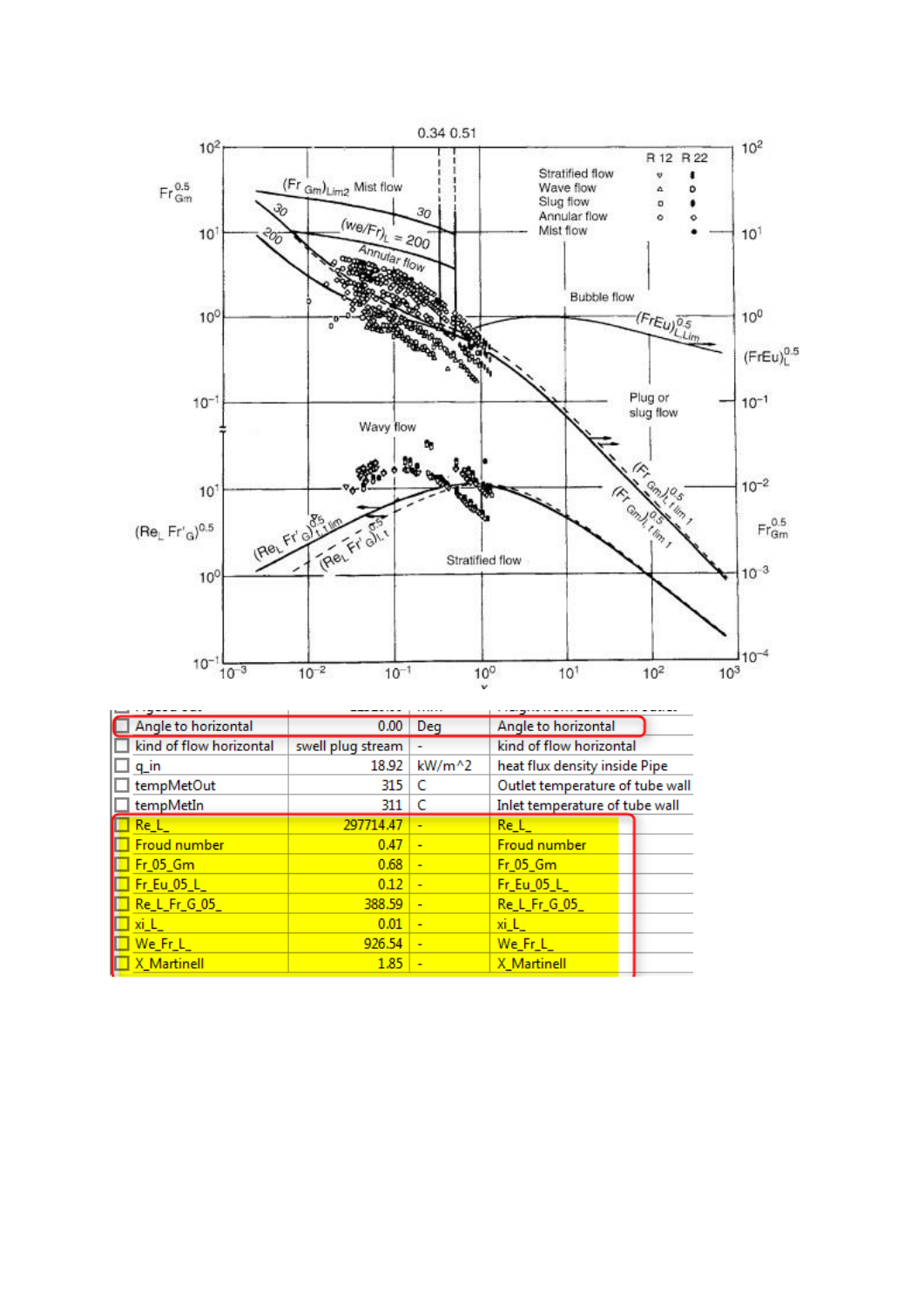0.34 0.51

$Fr^{0.5}_{Gm}$

$10^2$

$10^1$

$10^0$

$10^{-1}$

$10^1$

$(Re_L\ Fr'_G)^{0.5}$

$10^0$

$10^{-1}$

$(Fr_{Gm})_{Lim2}$ Mist flow

30

30

200

$(we/Fr)_L = 200$

Annular flow

Stratified flow

Wave flow

Slug flow

Annular flow

Mist flow

R 12 R 22

Bubble flow

$(FrEu)^{0.5}_{L,Lim}$

Plug or slug flow

Wavy flow

$(Fr_{Gm})^{0.5}_{L,t\,lim\,1}$

$(Fr_{Gm})^{0.5}_{L,t\,lim\,1}$

$(Re_L\ Fr'_G)^{0.5}_{L,t\,lim}$

$(Re_L\ Fr'_G)^{0.5}_{L,t}$

Stratified flow

$10^{-3}$ $10^{-2}$ $10^{-1}$ $10^0$ $10^1$ $10^2$ $10^3$

x

$10^2$

$10^1$

$10^0$

$(FrEu)^{0.5}_L$

$10^{-1}$

$10^{-2}$

$Fr^{0.5}_{Gm}$

$10^{-3}$

$10^{-4}$

| | | | |
|---|---|---|---|
| Angle to horizontal | 0.00 | Deg | Angle to horizontal |
| kind of flow horizontal | swell plug stream | - | kind of flow horizontal |
| q_in | 18.92 | kW/m^2 | heat flux density inside Pipe |
| tempMetOut | 315 | C | Outlet temperature of tube wall |
| tempMetIn | 311 | C | Inlet temperature of tube wall |
| Re_L_ | 297714.47 | - | Re_L_ |
| Froud number | 0.47 | - | Froud number |
| Fr_05_Gm | 0.68 | - | Fr_05_Gm |
| Fr_Eu_05_L_ | 0.12 | - | Fr_Eu_05_L_ |
| Re_L_Fr_G_05_ | 388.59 | - | Re_L_Fr_G_05_ |
| xi_L_ | 0.01 | - | xi_L_ |
| We_Fr_L_ | 926.54 | - | We_Fr_L_ |
| X_Martinell | 1.85 | - | X_Martinell |